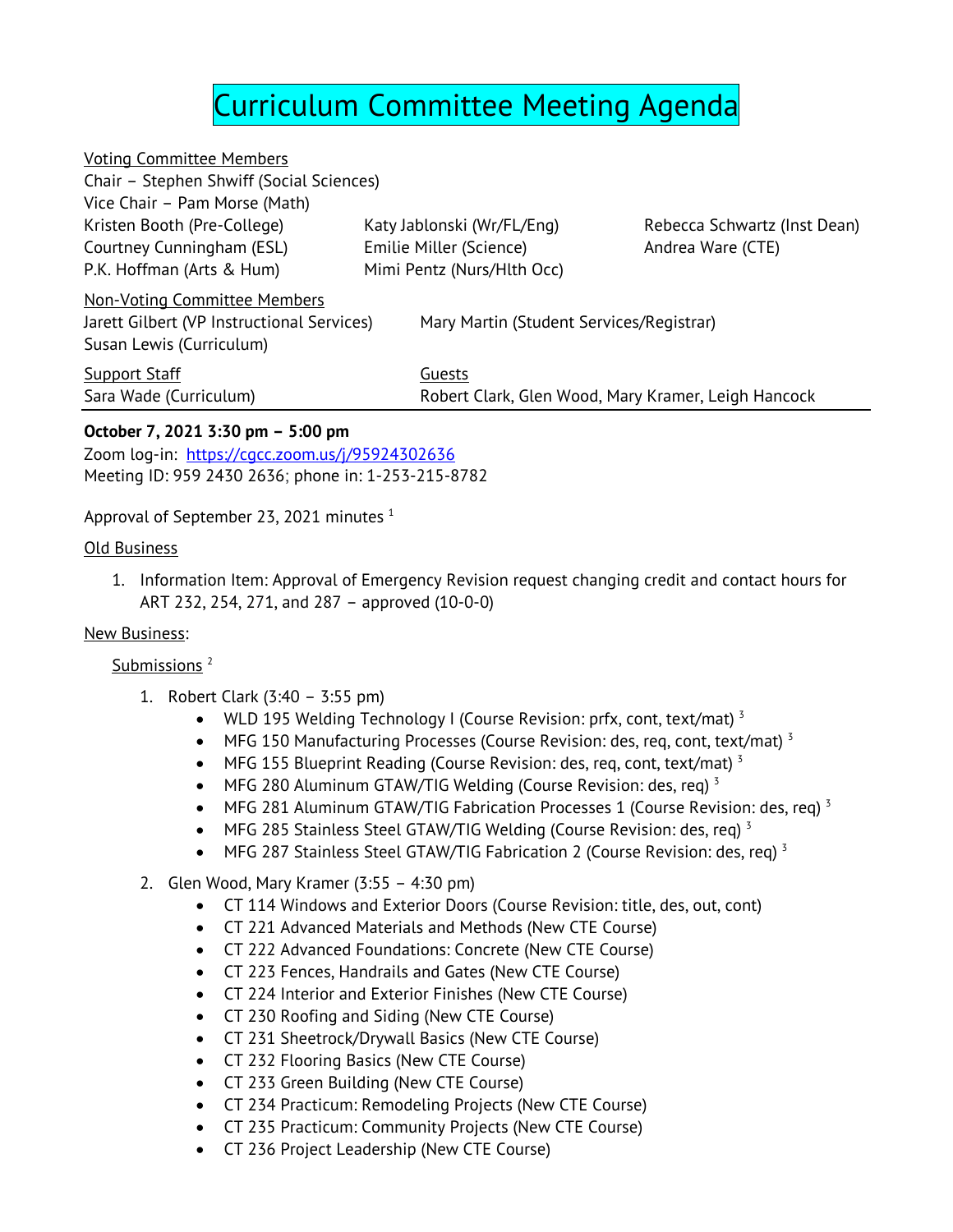# Curriculum Committee Meeting Agenda

Voting Committee Members
Chair – Stephen Shwiff (Social Sciences)
Vice Chair – Pam Morse (Math)
Kristen Booth (Pre-College)
Courtney Cunningham (ESL)
P.K. Hoffman (Arts & Hum)
Katy Jablonski (Wr/FL/Eng)
Emilie Miller (Science)
Mimi Pentz (Nurs/Hlth Occ)
Rebecca Schwartz (Inst Dean)
Andrea Ware (CTE)

Non-Voting Committee Members
Jarett Gilbert (VP Instructional Services)
Susan Lewis (Curriculum)
Mary Martin (Student Services/Registrar)

Support Staff
Sara Wade (Curriculum)

Guests
Robert Clark, Glen Wood, Mary Kramer, Leigh Hancock

**October 7, 2021 3:30 pm – 5:00 pm**

Zoom log-in: https://cgcc.zoom.us/j/95924302636
Meeting ID: 959 2430 2636; phone in: 1-253-215-8782

Approval of September 23, 2021 minutes [1]

Old Business

1. Information Item: Approval of Emergency Revision request changing credit and contact hours for ART 232, 254, 271, and 287 – approved (10-0-0)

New Business:

Submissions [2]

1. Robert Clark (3:40 – 3:55 pm)
   - WLD 195 Welding Technology I (Course Revision: prfx, cont, text/mat) [3]
   - MFG 150 Manufacturing Processes (Course Revision: des, req, cont, text/mat) [3]
   - MFG 155 Blueprint Reading (Course Revision: des, req, cont, text/mat) [3]
   - MFG 280 Aluminum GTAW/TIG Welding (Course Revision: des, req) [3]
   - MFG 281 Aluminum GTAW/TIG Fabrication Processes 1 (Course Revision: des, req) [3]
   - MFG 285 Stainless Steel GTAW/TIG Welding (Course Revision: des, req) [3]
   - MFG 287 Stainless Steel GTAW/TIG Fabrication 2 (Course Revision: des, req) [3]
2. Glen Wood, Mary Kramer (3:55 – 4:30 pm)
   - CT 114 Windows and Exterior Doors (Course Revision: title, des, out, cont)
   - CT 221 Advanced Materials and Methods (New CTE Course)
   - CT 222 Advanced Foundations: Concrete (New CTE Course)
   - CT 223 Fences, Handrails and Gates (New CTE Course)
   - CT 224 Interior and Exterior Finishes (New CTE Course)
   - CT 230 Roofing and Siding (New CTE Course)
   - CT 231 Sheetrock/Drywall Basics (New CTE Course)
   - CT 232 Flooring Basics (New CTE Course)
   - CT 233 Green Building (New CTE Course)
   - CT 234 Practicum: Remodeling Projects (New CTE Course)
   - CT 235 Practicum: Community Projects (New CTE Course)
   - CT 236 Project Leadership (New CTE Course)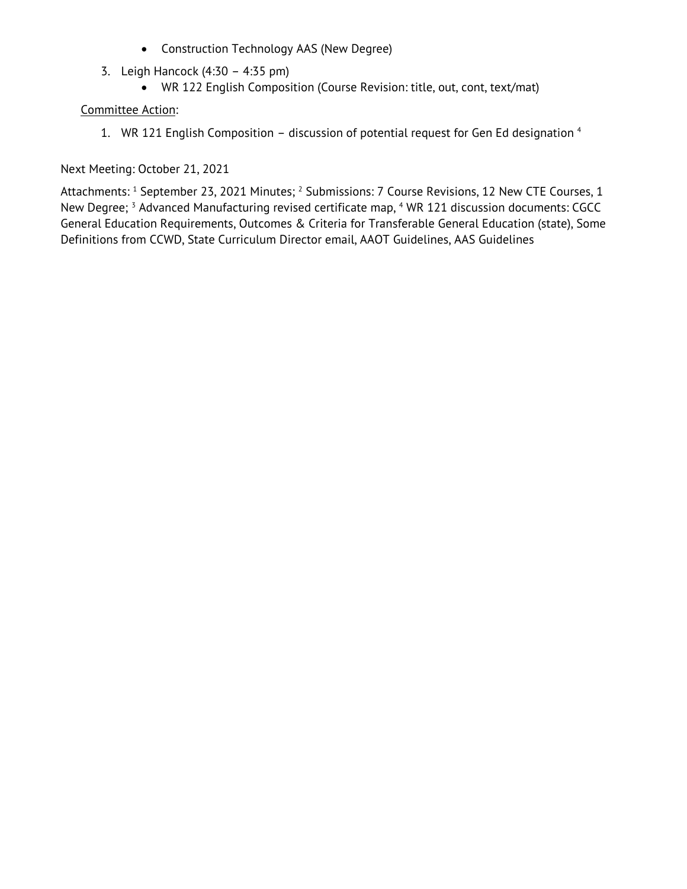- Construction Technology AAS (New Degree)

3. Leigh Hancock (4:30 – 4:35 pm)
    - WR 122 English Composition (Course Revision: title, out, cont, text/mat)

Committee Action:

1. WR 121 English Composition – discussion of potential request for Gen Ed designation [4]

Next Meeting: October 21, 2021

Attachments: [1] September 23, 2021 Minutes; [2] Submissions: 7 Course Revisions, 12 New CTE Courses, 1 New Degree; [3] Advanced Manufacturing revised certificate map, [4] WR 121 discussion documents: CGCC General Education Requirements, Outcomes & Criteria for Transferable General Education (state), Some Definitions from CCWD, State Curriculum Director email, AAOT Guidelines, AAS Guidelines